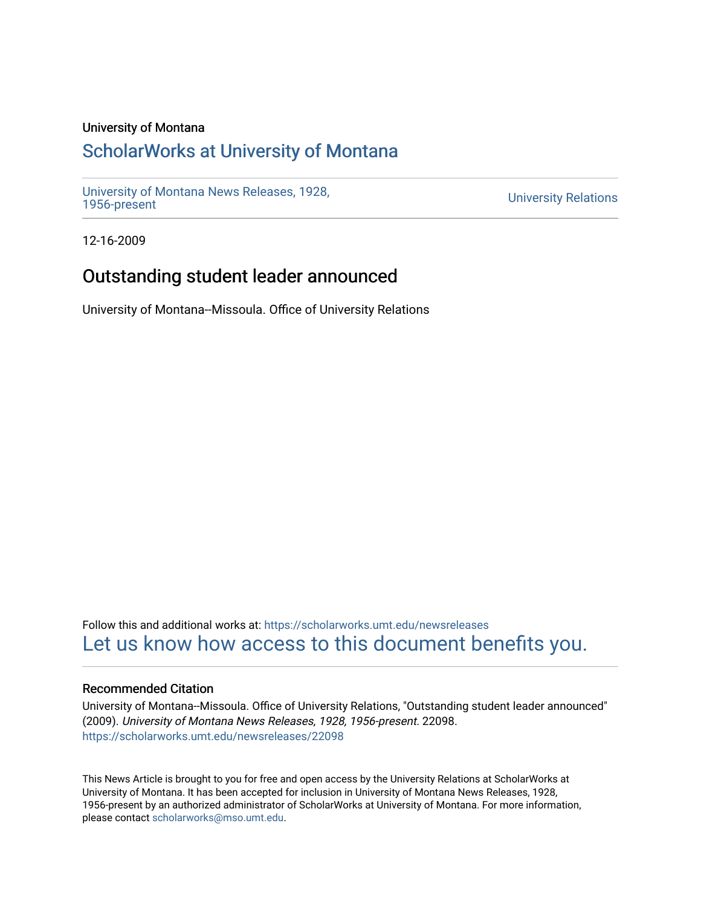University of Montana

# ScholarWorks at University of Montana

University of Montana News Releases, 1928, 1956-present

University Relations

12-16-2009

## Outstanding student leader announced

University of Montana--Missoula. Office of University Relations

Follow this and additional works at: https://scholarworks.umt.edu/newsreleases

Let us know how access to this document benefits you.

### Recommended Citation

University of Montana--Missoula. Office of University Relations, "Outstanding student leader announced" (2009). *University of Montana News Releases, 1928, 1956-present*. 22098.
https://scholarworks.umt.edu/newsreleases/22098

This News Article is brought to you for free and open access by the University Relations at ScholarWorks at University of Montana. It has been accepted for inclusion in University of Montana News Releases, 1928, 1956-present by an authorized administrator of ScholarWorks at University of Montana. For more information, please contact scholarworks@mso.umt.edu.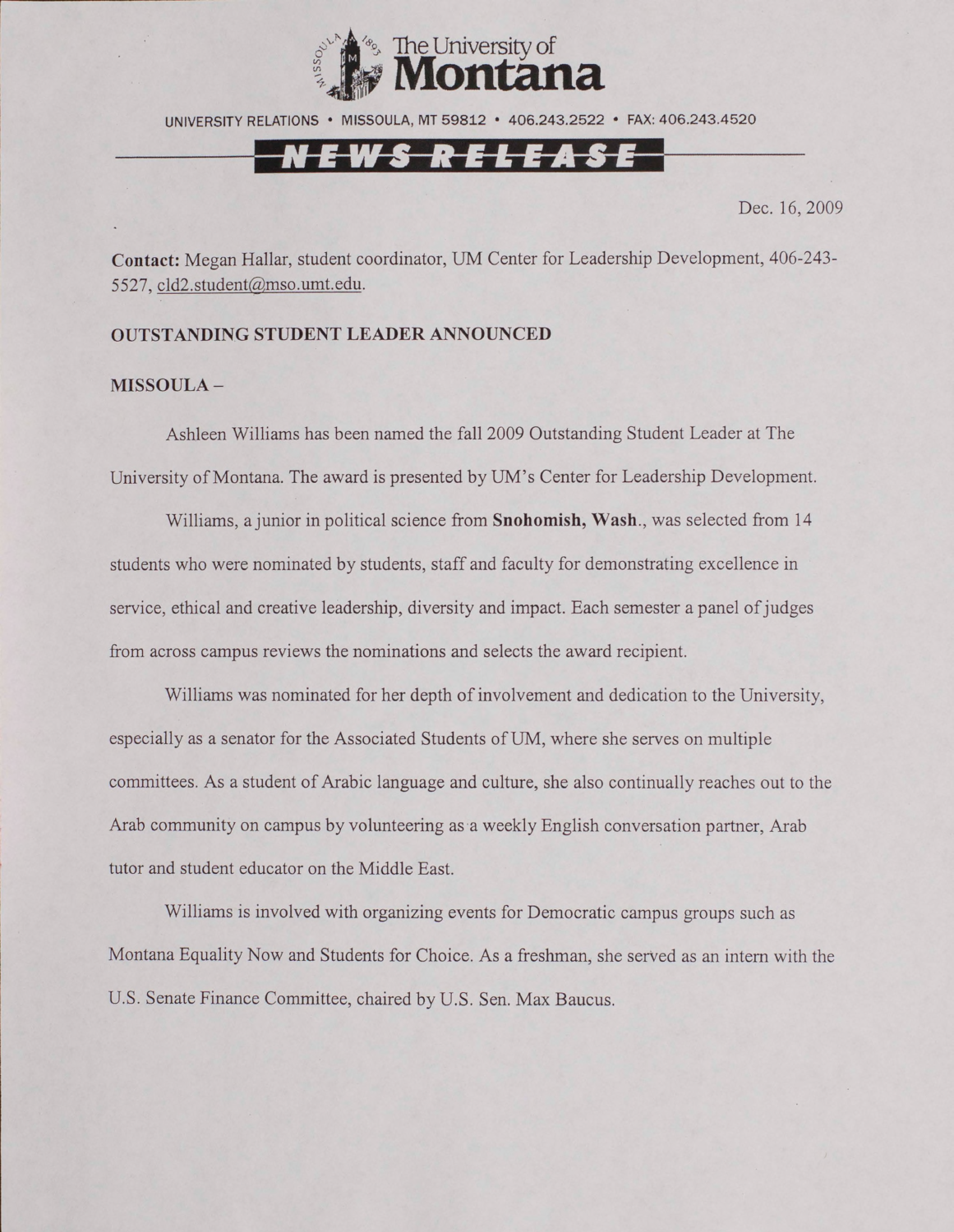The University of Montana

UNIVERSITY RELATIONS • MISSOULA, MT 59812 • 406.243.2522 • FAX: 406.243.4520

**NEWS RELEASE**

Dec. 16, 2009

**Contact:** Megan Hallar, student coordinator, UM Center for Leadership Development, 406-243-5527, cld2.student@mso.umt.edu.

**OUTSTANDING STUDENT LEADER ANNOUNCED**

**MISSOULA –**

Ashleen Williams has been named the fall 2009 Outstanding Student Leader at The University of Montana. The award is presented by UM's Center for Leadership Development.

Williams, a junior in political science from **Snohomish, Wash**., was selected from 14 students who were nominated by students, staff and faculty for demonstrating excellence in service, ethical and creative leadership, diversity and impact. Each semester a panel of judges from across campus reviews the nominations and selects the award recipient.

Williams was nominated for her depth of involvement and dedication to the University, especially as a senator for the Associated Students of UM, where she serves on multiple committees. As a student of Arabic language and culture, she also continually reaches out to the Arab community on campus by volunteering as a weekly English conversation partner, Arab tutor and student educator on the Middle East.

Williams is involved with organizing events for Democratic campus groups such as Montana Equality Now and Students for Choice. As a freshman, she served as an intern with the U.S. Senate Finance Committee, chaired by U.S. Sen. Max Baucus.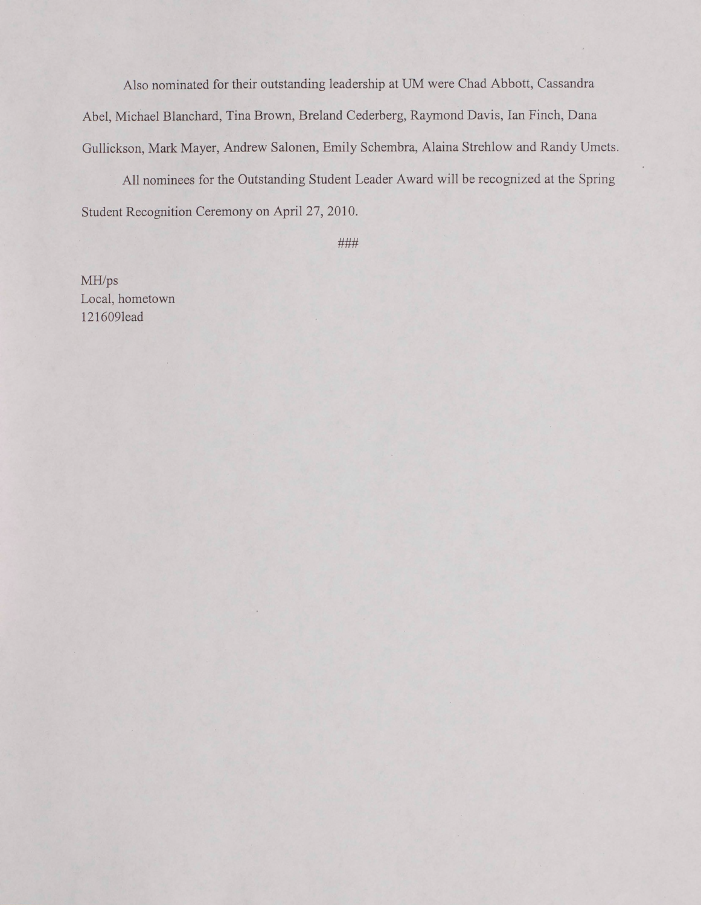Also nominated for their outstanding leadership at UM were Chad Abbott, Cassandra Abel, Michael Blanchard, Tina Brown, Breland Cederberg, Raymond Davis, Ian Finch, Dana Gullickson, Mark Mayer, Andrew Salonen, Emily Schembra, Alaina Strehlow and Randy Umets.

All nominees for the Outstanding Student Leader Award will be recognized at the Spring Student Recognition Ceremony on April 27, 2010.

###

MH/ps
Local, hometown
121609lead